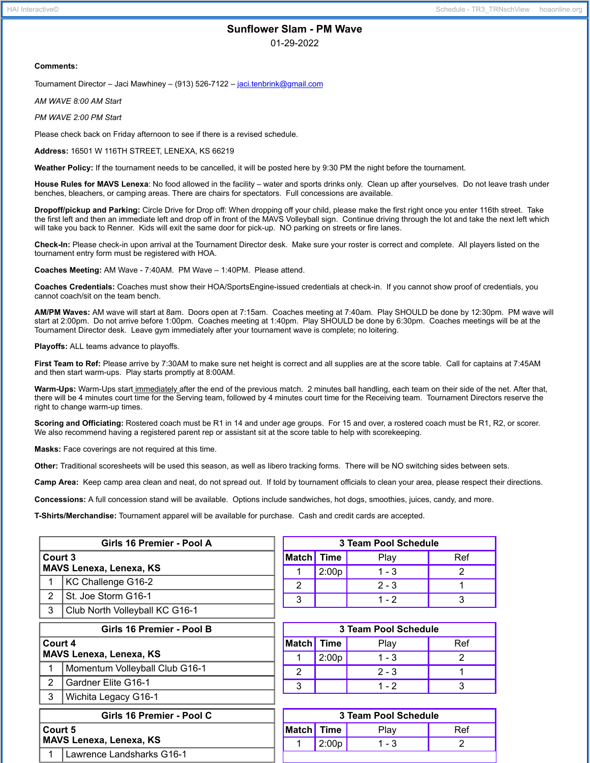# Sunflower Slam - PM Wave

01-29-2022

**Comments:**

Tournament Director – Jaci Mawhiney – (913) 526-7122 – jaci.tenbrink@gmail.com

*AM WAVE 8:00 AM Start*

*PM WAVE 2:00 PM Start*

Please check back on Friday afternoon to see if there is a revised schedule.

**Address:** 16501 W 116TH STREET, LENEXA, KS 66219

**Weather Policy:** If the tournament needs to be cancelled, it will be posted here by 9:30 PM the night before the tournament.

**House Rules for MAVS Lenexa**: No food allowed in the facility – water and sports drinks only. Clean up after yourselves. Do not leave trash under benches, bleachers, or camping areas. There are chairs for spectators. Full concessions are available.

**Dropoff/pickup and Parking:** Circle Drive for Drop off: When dropping off your child, please make the first right once you enter 116th street. Take the first left and then an immediate left and drop off in front of the MAVS Volleyball sign. Continue driving through the lot and take the next left which will take you back to Renner. Kids will exit the same door for pick-up. NO parking on streets or fire lanes.

**Check-In:** Please check-in upon arrival at the Tournament Director desk. Make sure your roster is correct and complete. All players listed on the tournament entry form must be registered with HOA.

**Coaches Meeting:** AM Wave - 7:40AM. PM Wave – 1:40PM. Please attend.

**Coaches Credentials:** Coaches must show their HOA/SportsEngine-issued credentials at check-in. If you cannot show proof of credentials, you cannot coach/sit on the team bench.

**AM/PM Waves:** AM wave will start at 8am. Doors open at 7:15am. Coaches meeting at 7:40am. Play SHOULD be done by 12:30pm. PM wave will start at 2:00pm. Do not arrive before 1:00pm. Coaches meeting at 1:40pm. Play SHOULD be done by 6:30pm. Coaches meetings will be at the Tournament Director desk. Leave gym immediately after your tournament wave is complete; no loitering.

**Playoffs:** ALL teams advance to playoffs.

**First Team to Ref:** Please arrive by 7:30AM to make sure net height is correct and all supplies are at the score table. Call for captains at 7:45AM and then start warm-ups. Play starts promptly at 8:00AM.

**Warm-Ups:** Warm-Ups start immediately after the end of the previous match. 2 minutes ball handling, each team on their side of the net. After that, there will be 4 minutes court time for the Serving team, followed by 4 minutes court time for the Receiving team. Tournament Directors reserve the right to change warm-up times.

**Scoring and Officiating:** Rostered coach must be R1 in 14 and under age groups. For 15 and over, a rostered coach must be R1, R2, or scorer. We also recommend having a registered parent rep or assistant sit at the score table to help with scorekeeping.

**Masks:** Face coverings are not required at this time.

**Other:** Traditional scoresheets will be used this season, as well as libero tracking forms. There will be NO switching sides between sets.

**Camp Area:** Keep camp area clean and neat, do not spread out. If told by tournament officials to clean your area, please respect their directions.

**Concessions:** A full concession stand will be available. Options include sandwiches, hot dogs, smoothies, juices, candy, and more.

**T-Shirts/Merchandise:** Tournament apparel will be available for purchase. Cash and credit cards are accepted.

| Girls 16 Premier - Pool A | |
|---|---|
| **Court 3 MAVS Lenexa, Lenexa, KS** | |
| 1 | KC Challenge G16-2 |
| 2 | St. Joe Storm G16-1 |
| 3 | Club North Volleyball KC G16-1 |

| 3 Team Pool Schedule | | | |
|---|---|---|---|
| Match | Time | Play | Ref |
| 1 | 2:00p | 1 - 3 | 2 |
| 2 | | 2 - 3 | 1 |
| 3 | | 1 - 2 | 3 |

| Girls 16 Premier - Pool B | |
|---|---|
| **Court 4 MAVS Lenexa, Lenexa, KS** | |
| 1 | Momentum Volleyball Club G16-1 |
| 2 | Gardner Elite G16-1 |
| 3 | Wichita Legacy G16-1 |

| 3 Team Pool Schedule | | | |
|---|---|---|---|
| Match | Time | Play | Ref |
| 1 | 2:00p | 1 - 3 | 2 |
| 2 | | 2 - 3 | 1 |
| 3 | | 1 - 2 | 3 |

| Girls 16 Premier - Pool C | |
|---|---|
| **Court 5 MAVS Lenexa, Lenexa, KS** | |
| 1 | Lawrence Landsharks G16-1 |

| 3 Team Pool Schedule | | | |
|---|---|---|---|
| Match | Time | Play | Ref |
| 1 | 2:00p | 1 - 3 | 2 |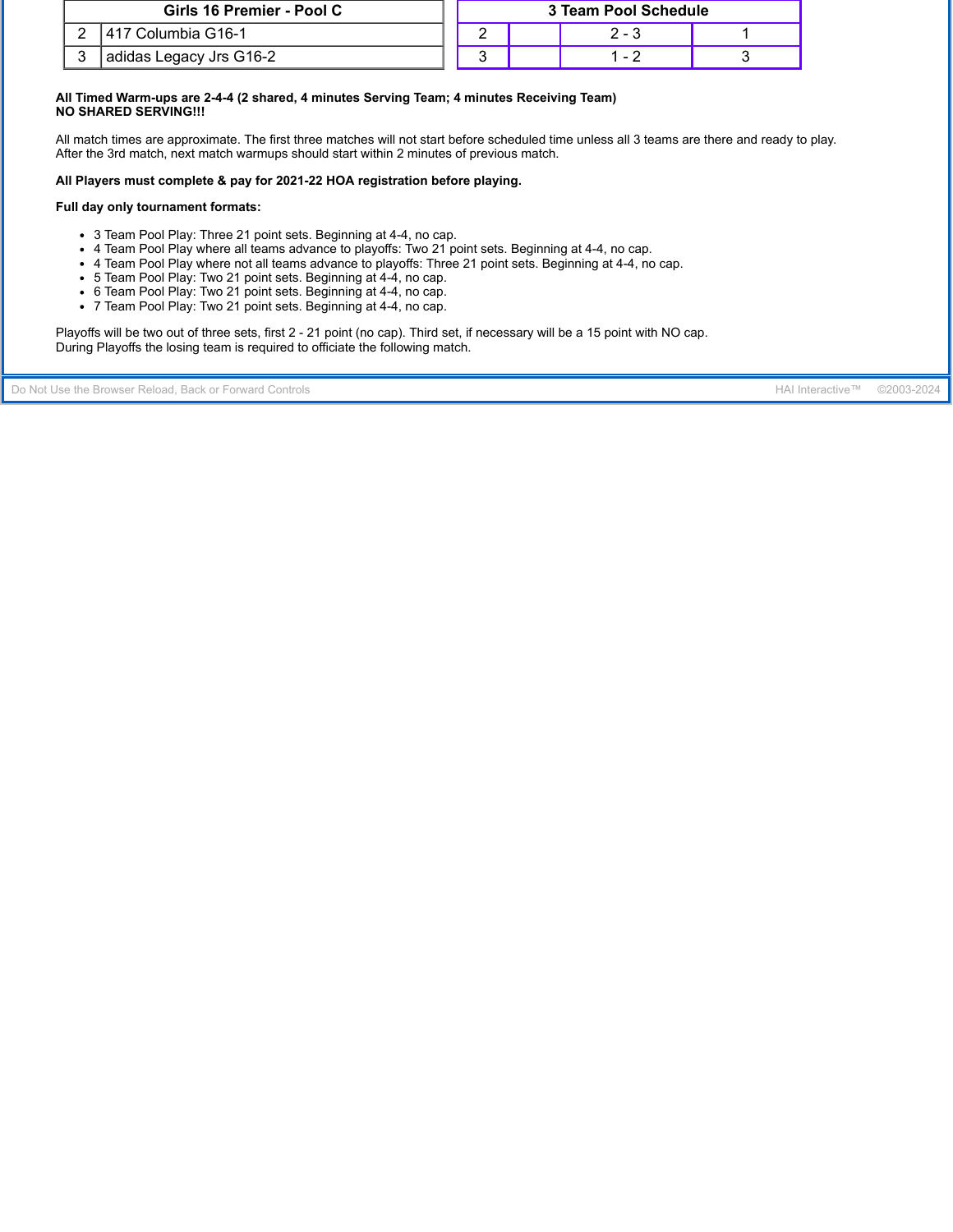| Girls 16 Premier - Pool C | |
|---|---|
| 2 | 417 Columbia G16-1 |
| 3 | adidas Legacy Jrs G16-2 |

| 3 Team Pool Schedule | | | |
|---|---|---|---|
| 2 | | 2 - 3 | 1 |
| 3 | | 1 - 2 | 3 |

**All Timed Warm-ups are 2-4-4 (2 shared, 4 minutes Serving Team; 4 minutes Receiving Team)**
**NO SHARED SERVING!!!**

All match times are approximate. The first three matches will not start before scheduled time unless all 3 teams are there and ready to play. After the 3rd match, next match warmups should start within 2 minutes of previous match.

**All Players must complete & pay for 2021-22 HOA registration before playing.**

**Full day only tournament formats:**

- 3 Team Pool Play: Three 21 point sets. Beginning at 4-4, no cap.
- 4 Team Pool Play where all teams advance to playoffs: Two 21 point sets. Beginning at 4-4, no cap.
- 4 Team Pool Play where not all teams advance to playoffs: Three 21 point sets. Beginning at 4-4, no cap.
- 5 Team Pool Play: Two 21 point sets. Beginning at 4-4, no cap.
- 6 Team Pool Play: Two 21 point sets. Beginning at 4-4, no cap.
- 7 Team Pool Play: Two 21 point sets. Beginning at 4-4, no cap.

Playoffs will be two out of three sets, first 2 - 21 point (no cap). Third set, if necessary will be a 15 point with NO cap.
During Playoffs the losing team is required to officiate the following match.

Do Not Use the Browser Reload, Back or Forward Controls

HAI Interactive™ ©2003-2024